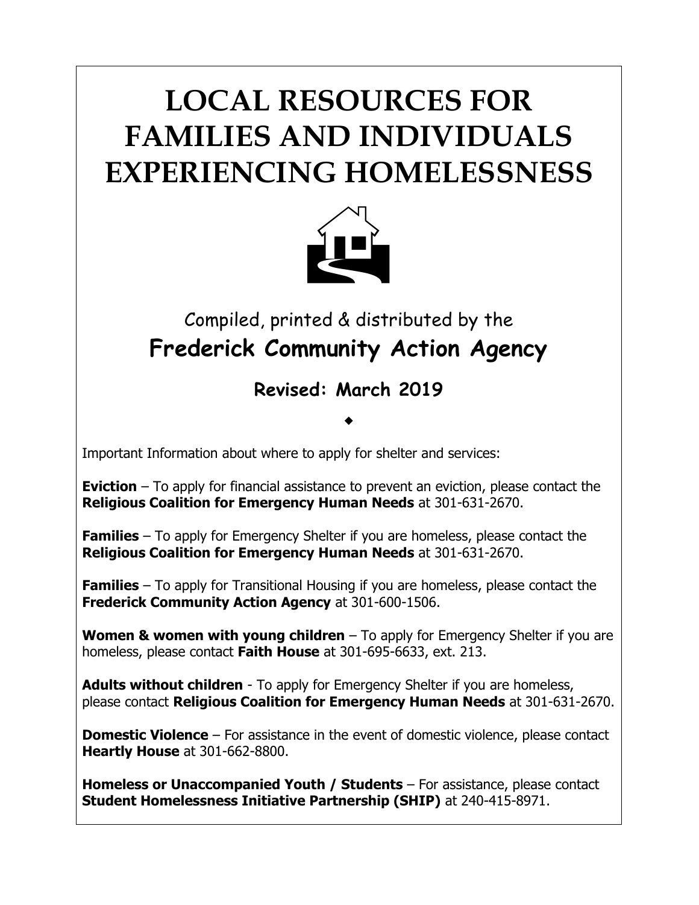# LOCAL RESOURCES FOR FAMILIES AND INDIVIDUALS EXPERIENCING HOMELESSNESS

Compiled, printed & distributed by the

## Frederick Community Action Agency

### Revised: March 2019

◆

Important Information about where to apply for shelter and services:

**Eviction** – To apply for financial assistance to prevent an eviction, please contact the **Religious Coalition for Emergency Human Needs** at 301-631-2670.

**Families** – To apply for Emergency Shelter if you are homeless, please contact the **Religious Coalition for Emergency Human Needs** at 301-631-2670.

**Families** – To apply for Transitional Housing if you are homeless, please contact the **Frederick Community Action Agency** at 301-600-1506.

**Women & women with young children** – To apply for Emergency Shelter if you are homeless, please contact **Faith House** at 301-695-6633, ext. 213.

**Adults without children** - To apply for Emergency Shelter if you are homeless, please contact **Religious Coalition for Emergency Human Needs** at 301-631-2670.

**Domestic Violence** – For assistance in the event of domestic violence, please contact **Heartly House** at 301-662-8800.

**Homeless or Unaccompanied Youth / Students** – For assistance, please contact **Student Homelessness Initiative Partnership (SHIP)** at 240-415-8971.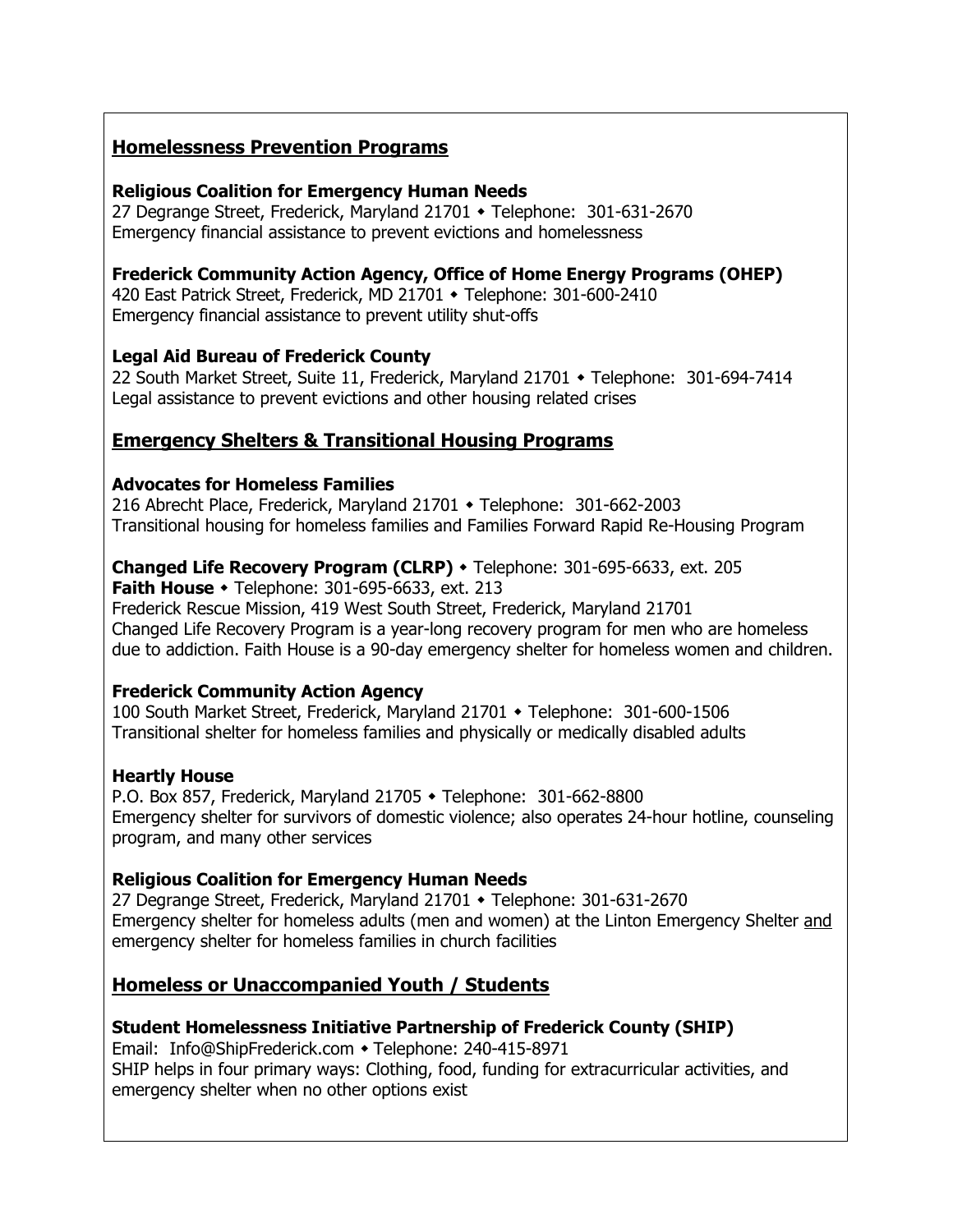## Homelessness Prevention Programs

**Religious Coalition for Emergency Human Needs**
27 Degrange Street, Frederick, Maryland 21701 • Telephone: 301-631-2670
Emergency financial assistance to prevent evictions and homelessness

**Frederick Community Action Agency, Office of Home Energy Programs (OHEP)**
420 East Patrick Street, Frederick, MD 21701 • Telephone: 301-600-2410
Emergency financial assistance to prevent utility shut-offs

**Legal Aid Bureau of Frederick County**
22 South Market Street, Suite 11, Frederick, Maryland 21701 • Telephone: 301-694-7414
Legal assistance to prevent evictions and other housing related crises

## Emergency Shelters & Transitional Housing Programs

**Advocates for Homeless Families**
216 Abrecht Place, Frederick, Maryland 21701 • Telephone: 301-662-2003
Transitional housing for homeless families and Families Forward Rapid Re-Housing Program

**Changed Life Recovery Program (CLRP)** • Telephone: 301-695-6633, ext. 205
**Faith House** • Telephone: 301-695-6633, ext. 213
Frederick Rescue Mission, 419 West South Street, Frederick, Maryland 21701
Changed Life Recovery Program is a year-long recovery program for men who are homeless due to addiction. Faith House is a 90-day emergency shelter for homeless women and children.

**Frederick Community Action Agency**
100 South Market Street, Frederick, Maryland 21701 • Telephone: 301-600-1506
Transitional shelter for homeless families and physically or medically disabled adults

**Heartly House**
P.O. Box 857, Frederick, Maryland 21705 • Telephone: 301-662-8800
Emergency shelter for survivors of domestic violence; also operates 24-hour hotline, counseling program, and many other services

**Religious Coalition for Emergency Human Needs**
27 Degrange Street, Frederick, Maryland 21701 • Telephone: 301-631-2670
Emergency shelter for homeless adults (men and women) at the Linton Emergency Shelter and emergency shelter for homeless families in church facilities

## Homeless or Unaccompanied Youth / Students

**Student Homelessness Initiative Partnership of Frederick County (SHIP)**
Email: Info@ShipFrederick.com • Telephone: 240-415-8971
SHIP helps in four primary ways: Clothing, food, funding for extracurricular activities, and emergency shelter when no other options exist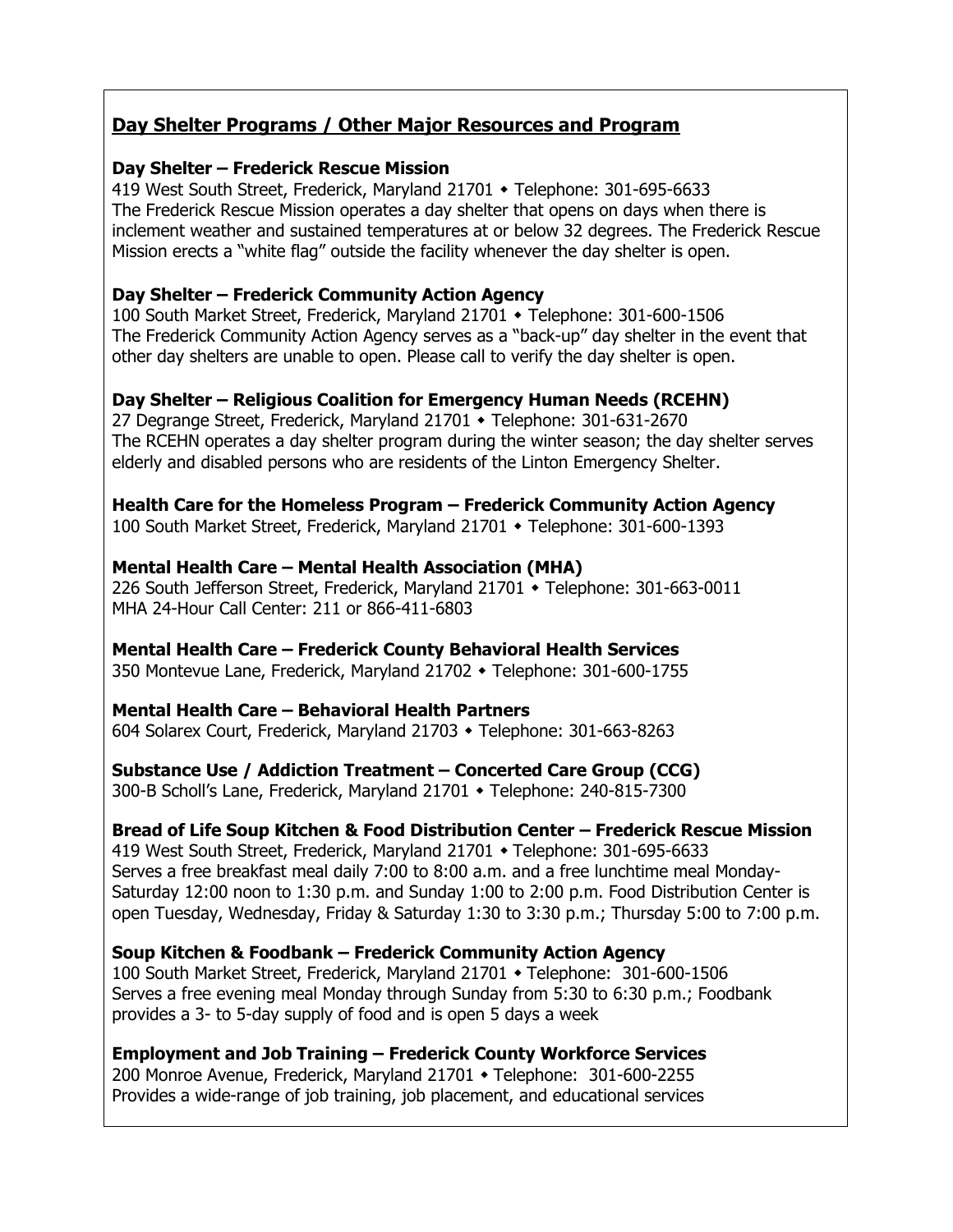## Day Shelter Programs / Other Major Resources and Program

**Day Shelter – Frederick Rescue Mission**
419 West South Street, Frederick, Maryland 21701 • Telephone: 301-695-6633
The Frederick Rescue Mission operates a day shelter that opens on days when there is inclement weather and sustained temperatures at or below 32 degrees. The Frederick Rescue Mission erects a "white flag" outside the facility whenever the day shelter is open.

**Day Shelter – Frederick Community Action Agency**
100 South Market Street, Frederick, Maryland 21701 • Telephone: 301-600-1506
The Frederick Community Action Agency serves as a "back-up" day shelter in the event that other day shelters are unable to open. Please call to verify the day shelter is open.

**Day Shelter – Religious Coalition for Emergency Human Needs (RCEHN)**
27 Degrange Street, Frederick, Maryland 21701 • Telephone: 301-631-2670
The RCEHN operates a day shelter program during the winter season; the day shelter serves elderly and disabled persons who are residents of the Linton Emergency Shelter.

**Health Care for the Homeless Program – Frederick Community Action Agency**
100 South Market Street, Frederick, Maryland 21701 • Telephone: 301-600-1393

**Mental Health Care – Mental Health Association (MHA)**
226 South Jefferson Street, Frederick, Maryland 21701 • Telephone: 301-663-0011
MHA 24-Hour Call Center: 211 or 866-411-6803

**Mental Health Care – Frederick County Behavioral Health Services**
350 Montevue Lane, Frederick, Maryland 21702 • Telephone: 301-600-1755

**Mental Health Care – Behavioral Health Partners**
604 Solarex Court, Frederick, Maryland 21703 • Telephone: 301-663-8263

**Substance Use / Addiction Treatment – Concerted Care Group (CCG)**
300-B Scholl's Lane, Frederick, Maryland 21701 • Telephone: 240-815-7300

**Bread of Life Soup Kitchen & Food Distribution Center – Frederick Rescue Mission**
419 West South Street, Frederick, Maryland 21701 • Telephone: 301-695-6633
Serves a free breakfast meal daily 7:00 to 8:00 a.m. and a free lunchtime meal Monday-Saturday 12:00 noon to 1:30 p.m. and Sunday 1:00 to 2:00 p.m. Food Distribution Center is open Tuesday, Wednesday, Friday & Saturday 1:30 to 3:30 p.m.; Thursday 5:00 to 7:00 p.m.

**Soup Kitchen & Foodbank – Frederick Community Action Agency**
100 South Market Street, Frederick, Maryland 21701 • Telephone: 301-600-1506
Serves a free evening meal Monday through Sunday from 5:30 to 6:30 p.m.; Foodbank provides a 3- to 5-day supply of food and is open 5 days a week

**Employment and Job Training – Frederick County Workforce Services**
200 Monroe Avenue, Frederick, Maryland 21701 • Telephone: 301-600-2255
Provides a wide-range of job training, job placement, and educational services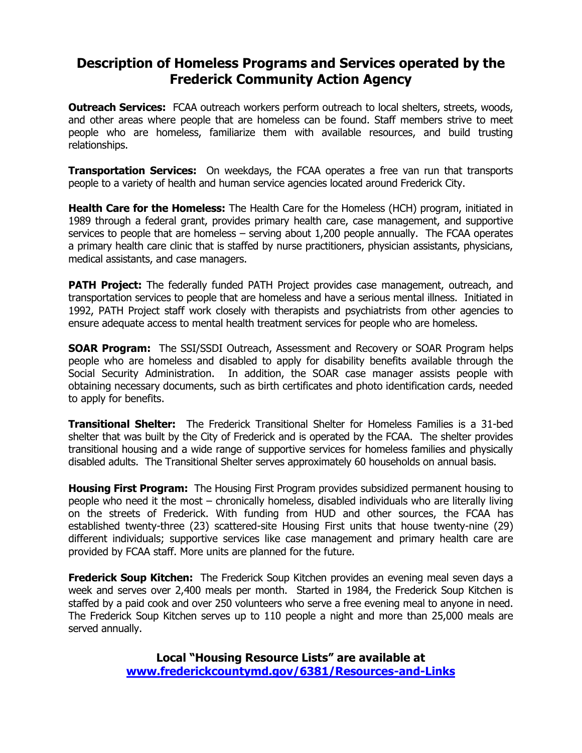# Description of Homeless Programs and Services operated by the Frederick Community Action Agency

**Outreach Services:** FCAA outreach workers perform outreach to local shelters, streets, woods, and other areas where people that are homeless can be found. Staff members strive to meet people who are homeless, familiarize them with available resources, and build trusting relationships.

**Transportation Services:** On weekdays, the FCAA operates a free van run that transports people to a variety of health and human service agencies located around Frederick City.

**Health Care for the Homeless:** The Health Care for the Homeless (HCH) program, initiated in 1989 through a federal grant, provides primary health care, case management, and supportive services to people that are homeless – serving about 1,200 people annually. The FCAA operates a primary health care clinic that is staffed by nurse practitioners, physician assistants, physicians, medical assistants, and case managers.

**PATH Project:** The federally funded PATH Project provides case management, outreach, and transportation services to people that are homeless and have a serious mental illness. Initiated in 1992, PATH Project staff work closely with therapists and psychiatrists from other agencies to ensure adequate access to mental health treatment services for people who are homeless.

**SOAR Program:** The SSI/SSDI Outreach, Assessment and Recovery or SOAR Program helps people who are homeless and disabled to apply for disability benefits available through the Social Security Administration. In addition, the SOAR case manager assists people with obtaining necessary documents, such as birth certificates and photo identification cards, needed to apply for benefits.

**Transitional Shelter:** The Frederick Transitional Shelter for Homeless Families is a 31-bed shelter that was built by the City of Frederick and is operated by the FCAA. The shelter provides transitional housing and a wide range of supportive services for homeless families and physically disabled adults. The Transitional Shelter serves approximately 60 households on annual basis.

**Housing First Program:** The Housing First Program provides subsidized permanent housing to people who need it the most – chronically homeless, disabled individuals who are literally living on the streets of Frederick. With funding from HUD and other sources, the FCAA has established twenty-three (23) scattered-site Housing First units that house twenty-nine (29) different individuals; supportive services like case management and primary health care are provided by FCAA staff. More units are planned for the future.

**Frederick Soup Kitchen:** The Frederick Soup Kitchen provides an evening meal seven days a week and serves over 2,400 meals per month. Started in 1984, the Frederick Soup Kitchen is staffed by a paid cook and over 250 volunteers who serve a free evening meal to anyone in need. The Frederick Soup Kitchen serves up to 110 people a night and more than 25,000 meals are served annually.

**Local "Housing Resource Lists" are available at**
**[www.frederickcountymd.gov/6381/Resources-and-Links](www.frederickcountymd.gov/6381/Resources-and-Links)**